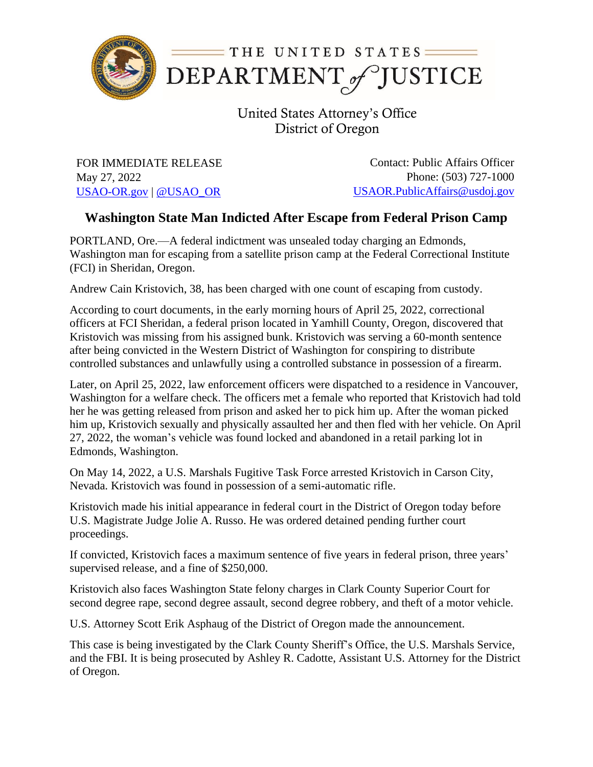# THE UNITED STATES DEPARTMENT of JUSTICE

United States Attorney's Office
District of Oregon

FOR IMMEDIATE RELEASE
May 27, 2022
USAO-OR.gov | @USAO_OR

Contact: Public Affairs Officer
Phone: (503) 727-1000
USAOR.PublicAffairs@usdoj.gov

## Washington State Man Indicted After Escape from Federal Prison Camp

PORTLAND, Ore.—A federal indictment was unsealed today charging an Edmonds, Washington man for escaping from a satellite prison camp at the Federal Correctional Institute (FCI) in Sheridan, Oregon.

Andrew Cain Kristovich, 38, has been charged with one count of escaping from custody.

According to court documents, in the early morning hours of April 25, 2022, correctional officers at FCI Sheridan, a federal prison located in Yamhill County, Oregon, discovered that Kristovich was missing from his assigned bunk. Kristovich was serving a 60-month sentence after being convicted in the Western District of Washington for conspiring to distribute controlled substances and unlawfully using a controlled substance in possession of a firearm.

Later, on April 25, 2022, law enforcement officers were dispatched to a residence in Vancouver, Washington for a welfare check. The officers met a female who reported that Kristovich had told her he was getting released from prison and asked her to pick him up. After the woman picked him up, Kristovich sexually and physically assaulted her and then fled with her vehicle. On April 27, 2022, the woman's vehicle was found locked and abandoned in a retail parking lot in Edmonds, Washington.

On May 14, 2022, a U.S. Marshals Fugitive Task Force arrested Kristovich in Carson City, Nevada. Kristovich was found in possession of a semi-automatic rifle.

Kristovich made his initial appearance in federal court in the District of Oregon today before U.S. Magistrate Judge Jolie A. Russo. He was ordered detained pending further court proceedings.

If convicted, Kristovich faces a maximum sentence of five years in federal prison, three years' supervised release, and a fine of $250,000.

Kristovich also faces Washington State felony charges in Clark County Superior Court for second degree rape, second degree assault, second degree robbery, and theft of a motor vehicle.

U.S. Attorney Scott Erik Asphaug of the District of Oregon made the announcement.

This case is being investigated by the Clark County Sheriff's Office, the U.S. Marshals Service, and the FBI. It is being prosecuted by Ashley R. Cadotte, Assistant U.S. Attorney for the District of Oregon.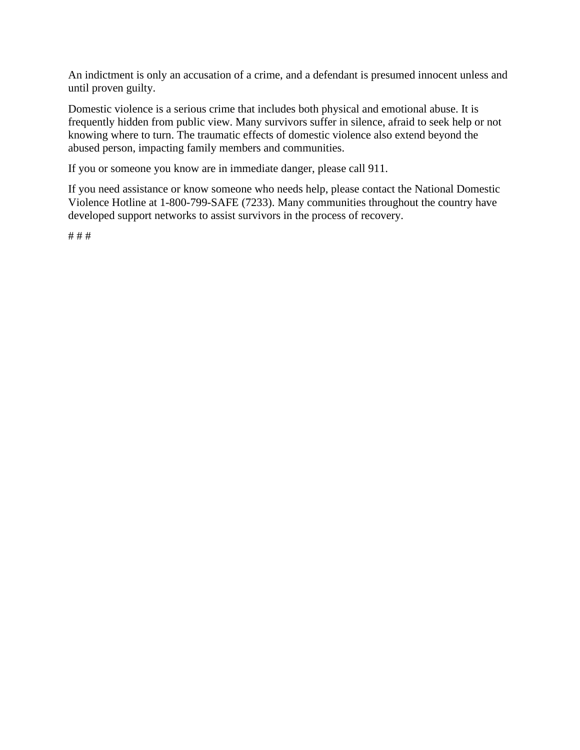An indictment is only an accusation of a crime, and a defendant is presumed innocent unless and until proven guilty.

Domestic violence is a serious crime that includes both physical and emotional abuse. It is frequently hidden from public view. Many survivors suffer in silence, afraid to seek help or not knowing where to turn. The traumatic effects of domestic violence also extend beyond the abused person, impacting family members and communities.

If you or someone you know are in immediate danger, please call 911.

If you need assistance or know someone who needs help, please contact the National Domestic Violence Hotline at 1-800-799-SAFE (7233). Many communities throughout the country have developed support networks to assist survivors in the process of recovery.

# # #